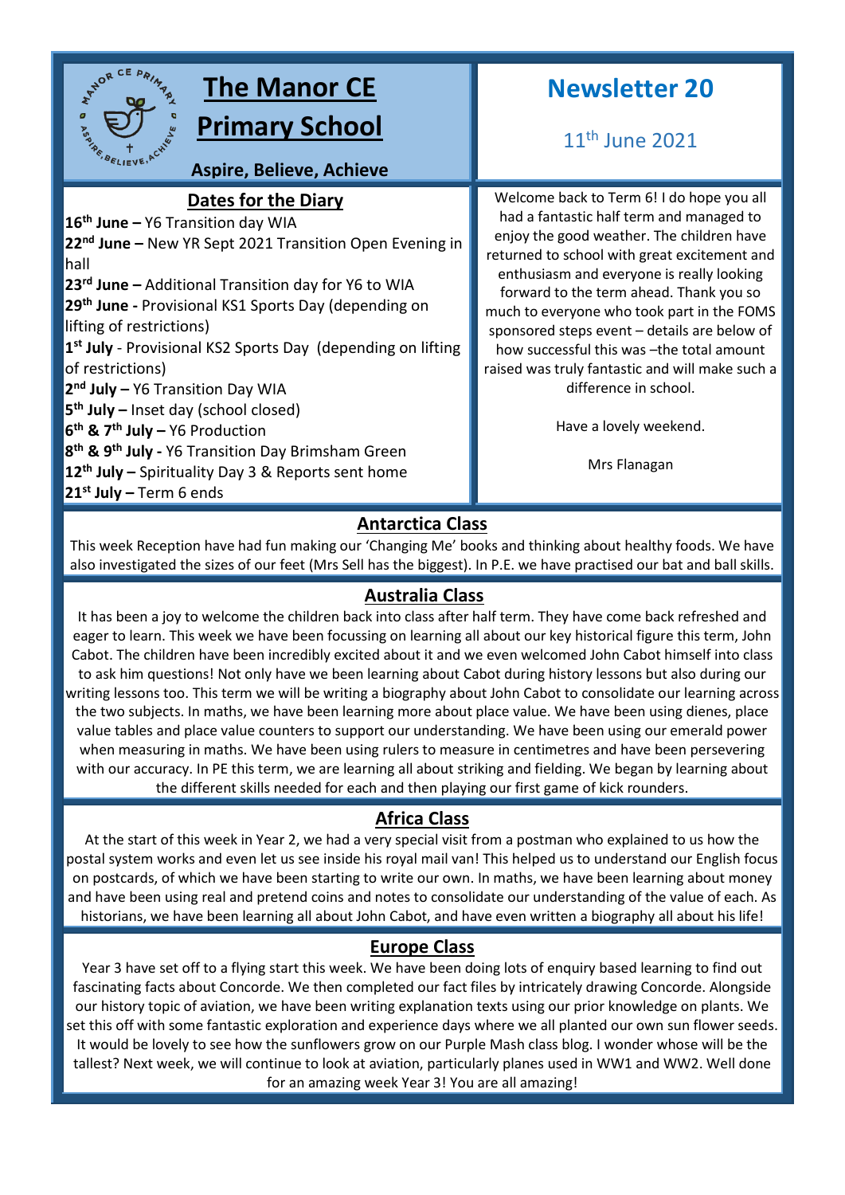# The Manor CE Primary School

**Aspire, Believe, Achieve**

# Newsletter 20

11th June 2021

## Dates for the Diary

**16th June –** Y6 Transition day WIA
**22nd June –** New YR Sept 2021 Transition Open Evening in hall
**23rd June –** Additional Transition day for Y6 to WIA
**29th June -** Provisional KS1 Sports Day (depending on lifting of restrictions)
**1st July** - Provisional KS2 Sports Day (depending on lifting of restrictions)
**2nd July –** Y6 Transition Day WIA
**5th July –** Inset day (school closed)
**6th & 7th July –** Y6 Production
**8th & 9th July -** Y6 Transition Day Brimsham Green
**12th July –** Spirituality Day 3 & Reports sent home
**21st July –** Term 6 ends

Welcome back to Term 6! I do hope you all had a fantastic half term and managed to enjoy the good weather. The children have returned to school with great excitement and enthusiasm and everyone is really looking forward to the term ahead. Thank you so much to everyone who took part in the FOMS sponsored steps event – details are below of how successful this was –the total amount raised was truly fantastic and will make such a difference in school.

Have a lovely weekend.

Mrs Flanagan

## Antarctica Class

This week Reception have had fun making our 'Changing Me' books and thinking about healthy foods. We have also investigated the sizes of our feet (Mrs Sell has the biggest). In P.E. we have practised our bat and ball skills.

## Australia Class

It has been a joy to welcome the children back into class after half term. They have come back refreshed and eager to learn. This week we have been focussing on learning all about our key historical figure this term, John Cabot. The children have been incredibly excited about it and we even welcomed John Cabot himself into class to ask him questions! Not only have we been learning about Cabot during history lessons but also during our writing lessons too. This term we will be writing a biography about John Cabot to consolidate our learning across the two subjects. In maths, we have been learning more about place value. We have been using dienes, place value tables and place value counters to support our understanding. We have been using our emerald power when measuring in maths. We have been using rulers to measure in centimetres and have been persevering with our accuracy. In PE this term, we are learning all about striking and fielding. We began by learning about the different skills needed for each and then playing our first game of kick rounders.

## Africa Class

At the start of this week in Year 2, we had a very special visit from a postman who explained to us how the postal system works and even let us see inside his royal mail van! This helped us to understand our English focus on postcards, of which we have been starting to write our own. In maths, we have been learning about money and have been using real and pretend coins and notes to consolidate our understanding of the value of each. As historians, we have been learning all about John Cabot, and have even written a biography all about his life!

## Europe Class

Year 3 have set off to a flying start this week. We have been doing lots of enquiry based learning to find out fascinating facts about Concorde. We then completed our fact files by intricately drawing Concorde. Alongside our history topic of aviation, we have been writing explanation texts using our prior knowledge on plants. We set this off with some fantastic exploration and experience days where we all planted our own sun flower seeds. It would be lovely to see how the sunflowers grow on our Purple Mash class blog. I wonder whose will be the tallest? Next week, we will continue to look at aviation, particularly planes used in WW1 and WW2. Well done for an amazing week Year 3! You are all amazing!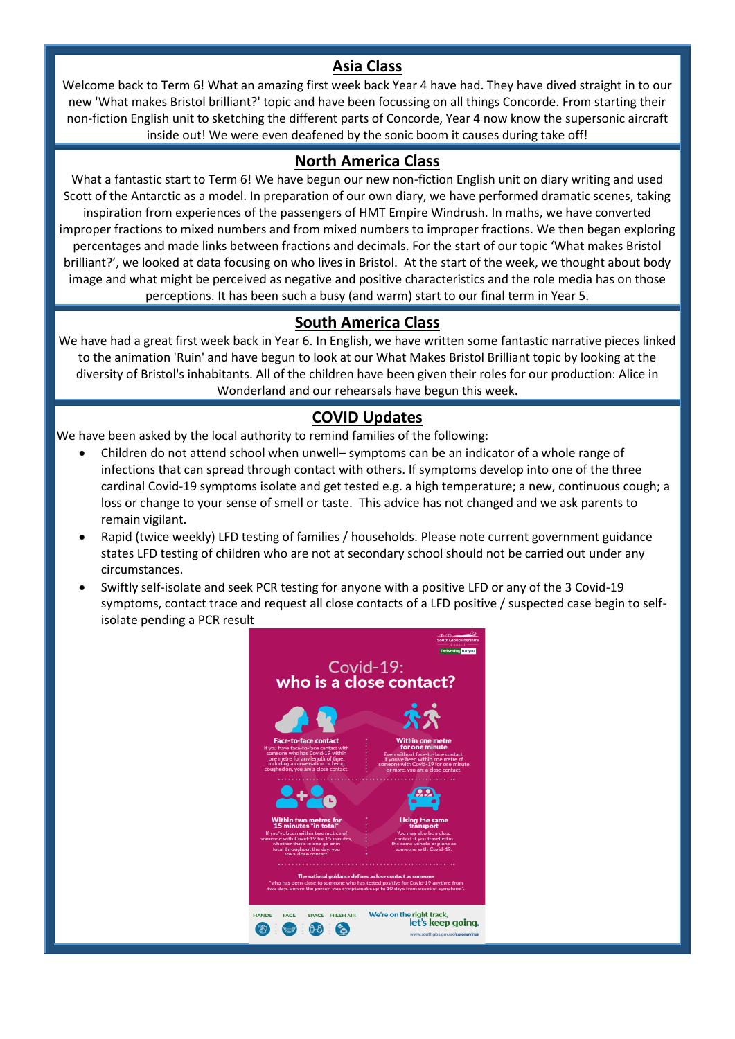## Asia Class

Welcome back to Term 6! What an amazing first week back Year 4 have had. They have dived straight in to our new 'What makes Bristol brilliant?' topic and have been focussing on all things Concorde. From starting their non-fiction English unit to sketching the different parts of Concorde, Year 4 now know the supersonic aircraft inside out! We were even deafened by the sonic boom it causes during take off!

## North America Class

What a fantastic start to Term 6! We have begun our new non-fiction English unit on diary writing and used Scott of the Antarctic as a model. In preparation of our own diary, we have performed dramatic scenes, taking inspiration from experiences of the passengers of HMT Empire Windrush. In maths, we have converted improper fractions to mixed numbers and from mixed numbers to improper fractions. We then began exploring percentages and made links between fractions and decimals. For the start of our topic 'What makes Bristol brilliant?', we looked at data focusing on who lives in Bristol. At the start of the week, we thought about body image and what might be perceived as negative and positive characteristics and the role media has on those perceptions. It has been such a busy (and warm) start to our final term in Year 5.

## South America Class

We have had a great first week back in Year 6. In English, we have written some fantastic narrative pieces linked to the animation 'Ruin' and have begun to look at our What Makes Bristol Brilliant topic by looking at the diversity of Bristol's inhabitants. All of the children have been given their roles for our production: Alice in Wonderland and our rehearsals have begun this week.

## COVID Updates

We have been asked by the local authority to remind families of the following:

- Children do not attend school when unwell– symptoms can be an indicator of a whole range of infections that can spread through contact with others. If symptoms develop into one of the three cardinal Covid-19 symptoms isolate and get tested e.g. a high temperature; a new, continuous cough; a loss or change to your sense of smell or taste. This advice has not changed and we ask parents to remain vigilant.
- Rapid (twice weekly) LFD testing of families / households. Please note current government guidance states LFD testing of children who are not at secondary school should not be carried out under any circumstances.
- Swiftly self-isolate and seek PCR testing for anyone with a positive LFD or any of the 3 Covid-19 symptoms, contact trace and request all close contacts of a LFD positive / suspected case begin to self-isolate pending a PCR result

**Covid-19: who is a close contact?**

**Face-to-face contact**
If you have face-to-face contact with someone who has Covid-19 within one metre for any length of time, including a conversation or being coughed on, you are a close contact.

**Within one metre for one minute**
Even without face-to-face contact, if you've been within one metre of someone with Covid-19 for one minute or more, you are a close contact.

**Within two metres for 15 minutes "in total"**
If you've been within two metres of someone with Covid-19 for 15 minutes, whether that's in one go or in total throughout the day, you are a close contact.

**Using the same transport**
You may also be a close contact if you travelled in the same vehicle or plane as someone with Covid-19.

The national guidance defines a close contact as someone "who has been close to someone who has tested positive for Covid-19 anytime from two days before the person was symptomatic up to 10 days from onset of symptoms".

HANDS FACE SPACE FRESH AIR

We're on the right track, let's keep going.

www.southglos.gov.uk/coronavirus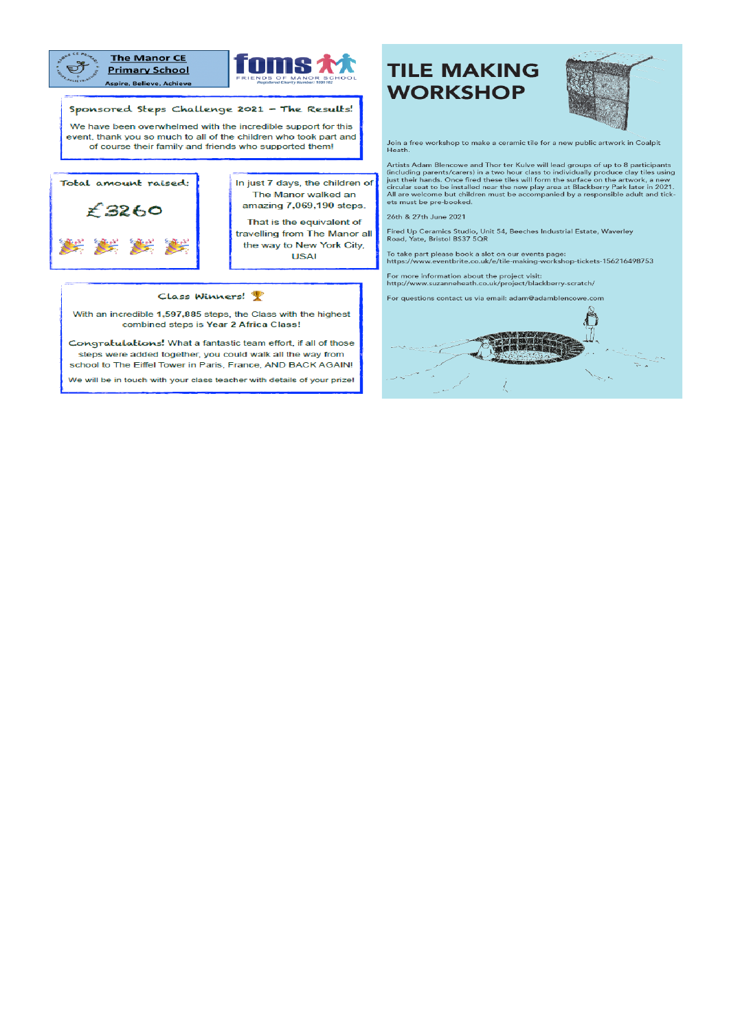The Manor CE Primary School

Aspire, Believe, Achieve

foms

FRIENDS OF MANOR SCHOOL

Registered Charity Number: 1095182

## Sponsored Steps Challenge 2021 – The Results!

We have been overwhelmed with the incredible support for this event, thank you so much to all of the children who took part and of course their family and friends who supported them!

**Total amount raised:**

**£3260**

In just 7 days, the children of The Manor walked an amazing **7,069,190** steps.

That is the equivalent of travelling from The Manor all the way to New York City, USA!

### Class Winners! 🏆

With an incredible **1,597,885** steps, the Class with the highest combined steps is **Year 2 Africa Class!**

**Congratulations!** What a fantastic team effort, if all of those steps were added together, you could walk all the way from school to The Eiffel Tower in Paris, France, AND BACK AGAIN!

We will be in touch with your class teacher with details of your prize!

# TILE MAKING WORKSHOP

Join a free workshop to make a ceramic tile for a new public artwork in Coalpit Heath.

Artists Adam Blencowe and Thor ter Kulve will lead groups of up to 8 participants (including parents/carers) in a two hour class to individually produce clay tiles using just their hands. Once fired these tiles will form the surface on the artwork, a new circular seat to be installed near the new play area at Blackberry Park later in 2021. All are welcome but children must be accompanied by a responsible adult and tickets must be pre-booked.

26th & 27th June 2021

Fired Up Ceramics Studio, Unit 54, Beeches Industrial Estate, Waverley Road, Yate, Bristol BS37 5QR

To take part please book a slot on our events page:
https://www.eventbrite.co.uk/e/tile-making-workshop-tickets-156216498753

For more information about the project visit:
http://www.suzanneheath.co.uk/project/blackberry-scratch/

For questions contact us via email: adam@adamblencowe.com